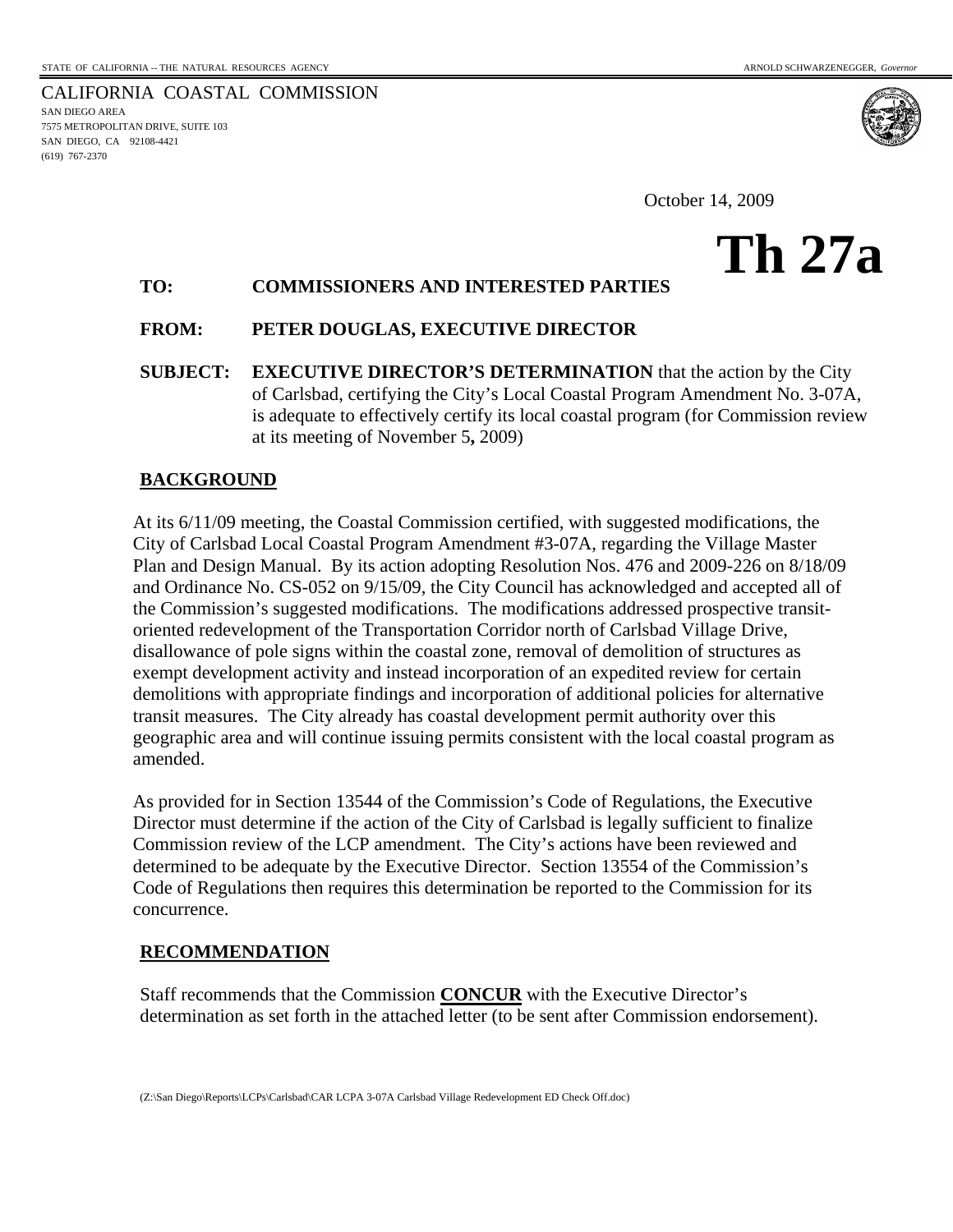STATE OF CALIFORNIA -- THE NATURAL RESOURCES AGENCY ARNOLD SCHWARZENEGGER, *Governor*

CALIFORNIA COASTAL COMMISSION
SAN DIEGO AREA
7575 METROPOLITAN DRIVE, SUITE 103
SAN DIEGO, CA 92108-4421
(619) 767-2370

October 14, 2009

# Th 27a

**TO:** **COMMISSIONERS AND INTERESTED PARTIES**

**FROM:** **PETER DOUGLAS, EXECUTIVE DIRECTOR**

**SUBJECT:** **EXECUTIVE DIRECTOR'S DETERMINATION** that the action by the City of Carlsbad, certifying the City's Local Coastal Program Amendment No. 3-07A, is adequate to effectively certify its local coastal program (for Commission review at its meeting of November 5**,** 2009)

## BACKGROUND

At its 6/11/09 meeting, the Coastal Commission certified, with suggested modifications, the City of Carlsbad Local Coastal Program Amendment #3-07A, regarding the Village Master Plan and Design Manual. By its action adopting Resolution Nos. 476 and 2009-226 on 8/18/09 and Ordinance No. CS-052 on 9/15/09, the City Council has acknowledged and accepted all of the Commission's suggested modifications. The modifications addressed prospective transit-oriented redevelopment of the Transportation Corridor north of Carlsbad Village Drive, disallowance of pole signs within the coastal zone, removal of demolition of structures as exempt development activity and instead incorporation of an expedited review for certain demolitions with appropriate findings and incorporation of additional policies for alternative transit measures. The City already has coastal development permit authority over this geographic area and will continue issuing permits consistent with the local coastal program as amended.

As provided for in Section 13544 of the Commission's Code of Regulations, the Executive Director must determine if the action of the City of Carlsbad is legally sufficient to finalize Commission review of the LCP amendment. The City's actions have been reviewed and determined to be adequate by the Executive Director. Section 13554 of the Commission's Code of Regulations then requires this determination be reported to the Commission for its concurrence.

## RECOMMENDATION

Staff recommends that the Commission **CONCUR** with the Executive Director's determination as set forth in the attached letter (to be sent after Commission endorsement).

(Z:\San Diego\Reports\LCPs\Carlsbad\CAR LCPA 3-07A Carlsbad Village Redevelopment ED Check Off.doc)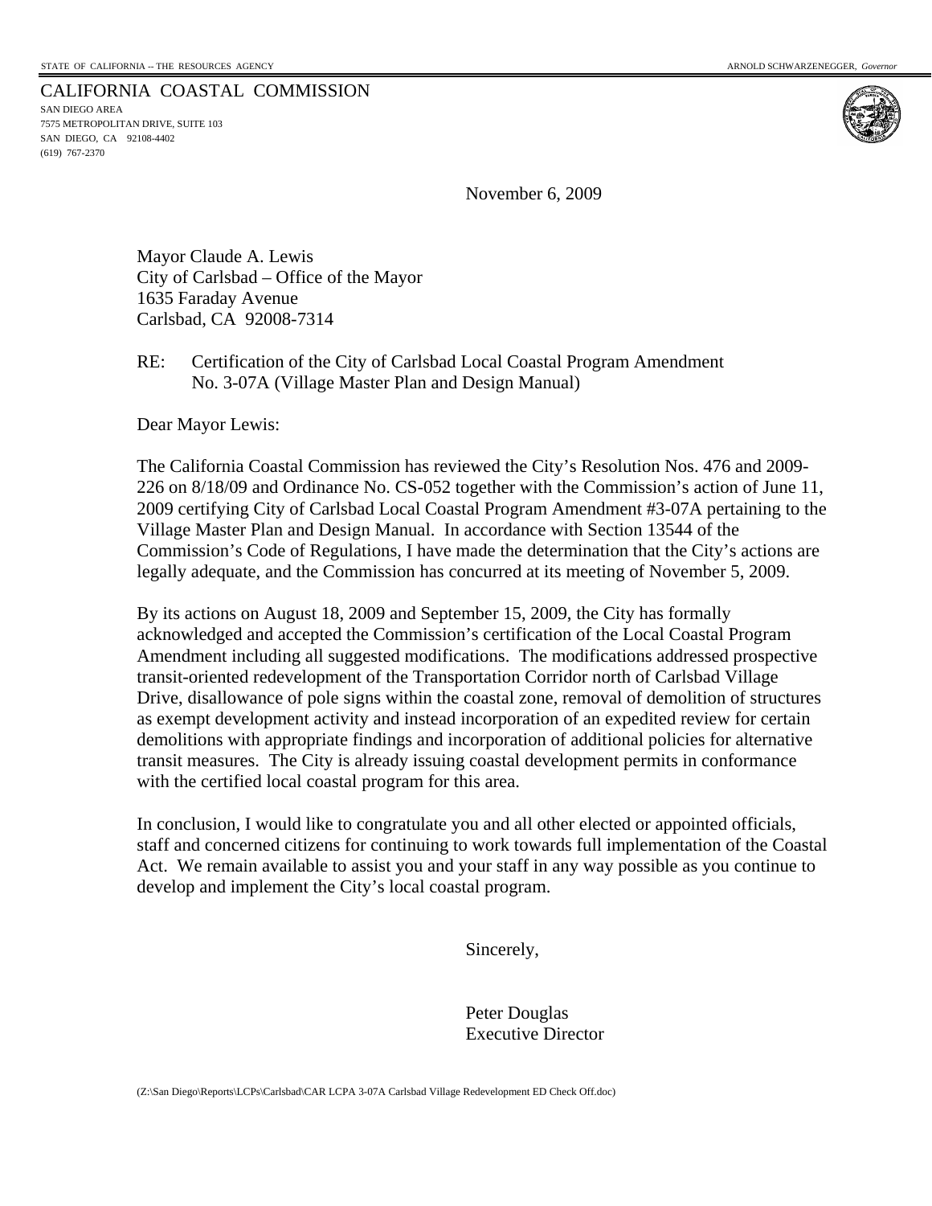STATE OF CALIFORNIA -- THE RESOURCES AGENCY

ARNOLD SCHWARZENEGGER, *Governor*

CALIFORNIA COASTAL COMMISSION
SAN DIEGO AREA
7575 METROPOLITAN DRIVE, SUITE 103
SAN DIEGO, CA 92108-4402
(619) 767-2370

November 6, 2009

Mayor Claude A. Lewis
City of Carlsbad – Office of the Mayor
1635 Faraday Avenue
Carlsbad, CA 92008-7314

RE: Certification of the City of Carlsbad Local Coastal Program Amendment No. 3-07A (Village Master Plan and Design Manual)

Dear Mayor Lewis:

The California Coastal Commission has reviewed the City's Resolution Nos. 476 and 2009-226 on 8/18/09 and Ordinance No. CS-052 together with the Commission's action of June 11, 2009 certifying City of Carlsbad Local Coastal Program Amendment #3-07A pertaining to the Village Master Plan and Design Manual. In accordance with Section 13544 of the Commission's Code of Regulations, I have made the determination that the City's actions are legally adequate, and the Commission has concurred at its meeting of November 5, 2009.

By its actions on August 18, 2009 and September 15, 2009, the City has formally acknowledged and accepted the Commission's certification of the Local Coastal Program Amendment including all suggested modifications. The modifications addressed prospective transit-oriented redevelopment of the Transportation Corridor north of Carlsbad Village Drive, disallowance of pole signs within the coastal zone, removal of demolition of structures as exempt development activity and instead incorporation of an expedited review for certain demolitions with appropriate findings and incorporation of additional policies for alternative transit measures. The City is already issuing coastal development permits in conformance with the certified local coastal program for this area.

In conclusion, I would like to congratulate you and all other elected or appointed officials, staff and concerned citizens for continuing to work towards full implementation of the Coastal Act. We remain available to assist you and your staff in any way possible as you continue to develop and implement the City's local coastal program.

Sincerely,

Peter Douglas
Executive Director

(Z:\San Diego\Reports\LCPs\Carlsbad\CAR LCPA 3-07A Carlsbad Village Redevelopment ED Check Off.doc)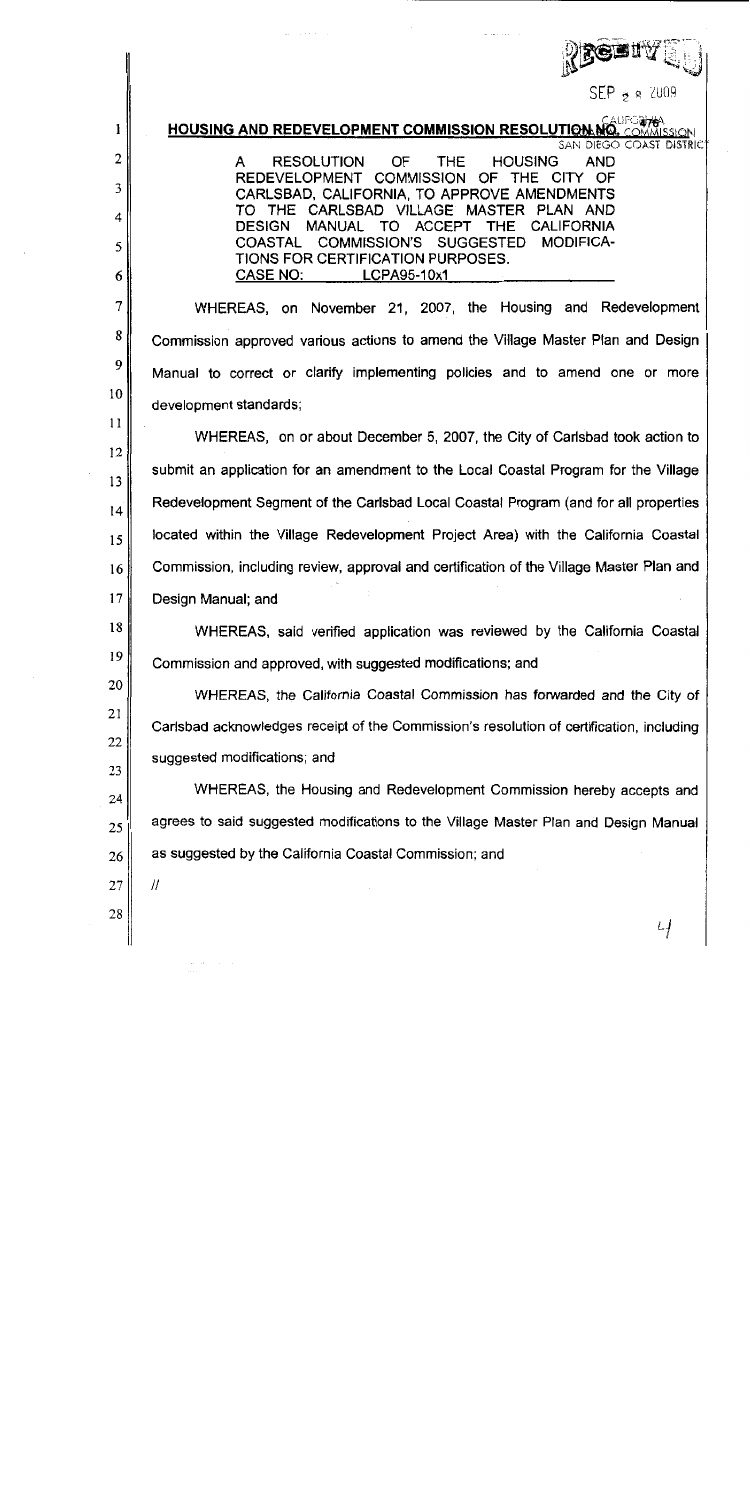## HOUSING AND REDEVELOPMENT COMMISSION RESOLUTION NO. 476

A RESOLUTION OF THE HOUSING AND REDEVELOPMENT COMMISSION OF THE CITY OF CARLSBAD, CALIFORNIA, TO APPROVE AMENDMENTS TO THE CARLSBAD VILLAGE MASTER PLAN AND DESIGN MANUAL TO ACCEPT THE CALIFORNIA COASTAL COMMISSION'S SUGGESTED MODIFICATIONS FOR CERTIFICATION PURPOSES.
CASE NO: LCPA95-10x1

WHEREAS, on November 21, 2007, the Housing and Redevelopment Commission approved various actions to amend the Village Master Plan and Design Manual to correct or clarify implementing policies and to amend one or more development standards;

WHEREAS, on or about December 5, 2007, the City of Carlsbad took action to submit an application for an amendment to the Local Coastal Program for the Village Redevelopment Segment of the Carlsbad Local Coastal Program (and for all properties located within the Village Redevelopment Project Area) with the California Coastal Commission, including review, approval and certification of the Village Master Plan and Design Manual; and

WHEREAS, said verified application was reviewed by the California Coastal Commission and approved, with suggested modifications; and

WHEREAS, the California Coastal Commission has forwarded and the City of Carlsbad acknowledges receipt of the Commission's resolution of certification, including suggested modifications; and

WHEREAS, the Housing and Redevelopment Commission hereby accepts and agrees to said suggested modifications to the Village Master Plan and Design Manual as suggested by the California Coastal Commission; and

//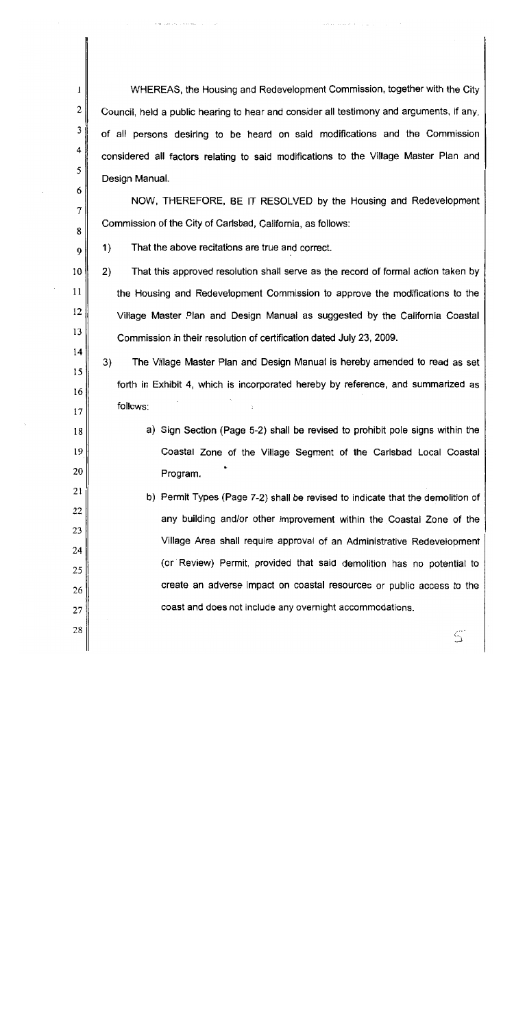WHEREAS, the Housing and Redevelopment Commission, together with the City Council, held a public hearing to hear and consider all testimony and arguments, if any, of all persons desiring to be heard on said modifications and the Commission considered all factors relating to said modifications to the Village Master Plan and Design Manual.

NOW, THEREFORE, BE IT RESOLVED by the Housing and Redevelopment Commission of the City of Carlsbad, California, as follows:

1) That the above recitations are true and correct.

2) That this approved resolution shall serve as the record of formal action taken by the Housing and Redevelopment Commission to approve the modifications to the Village Master Plan and Design Manual as suggested by the California Coastal Commission in their resolution of certification dated July 23, 2009.

3) The Village Master Plan and Design Manual is hereby amended to read as set forth in Exhibit 4, which is incorporated hereby by reference, and summarized as follows:

   a) Sign Section (Page 5-2) shall be revised to prohibit pole signs within the Coastal Zone of the Village Segment of the Carlsbad Local Coastal Program.

   b) Permit Types (Page 7-2) shall be revised to indicate that the demolition of any building and/or other improvement within the Coastal Zone of the Village Area shall require approval of an Administrative Redevelopment (or Review) Permit, provided that said demolition has no potential to create an adverse impact on coastal resources or public access to the coast and does not include any overnight accommodations.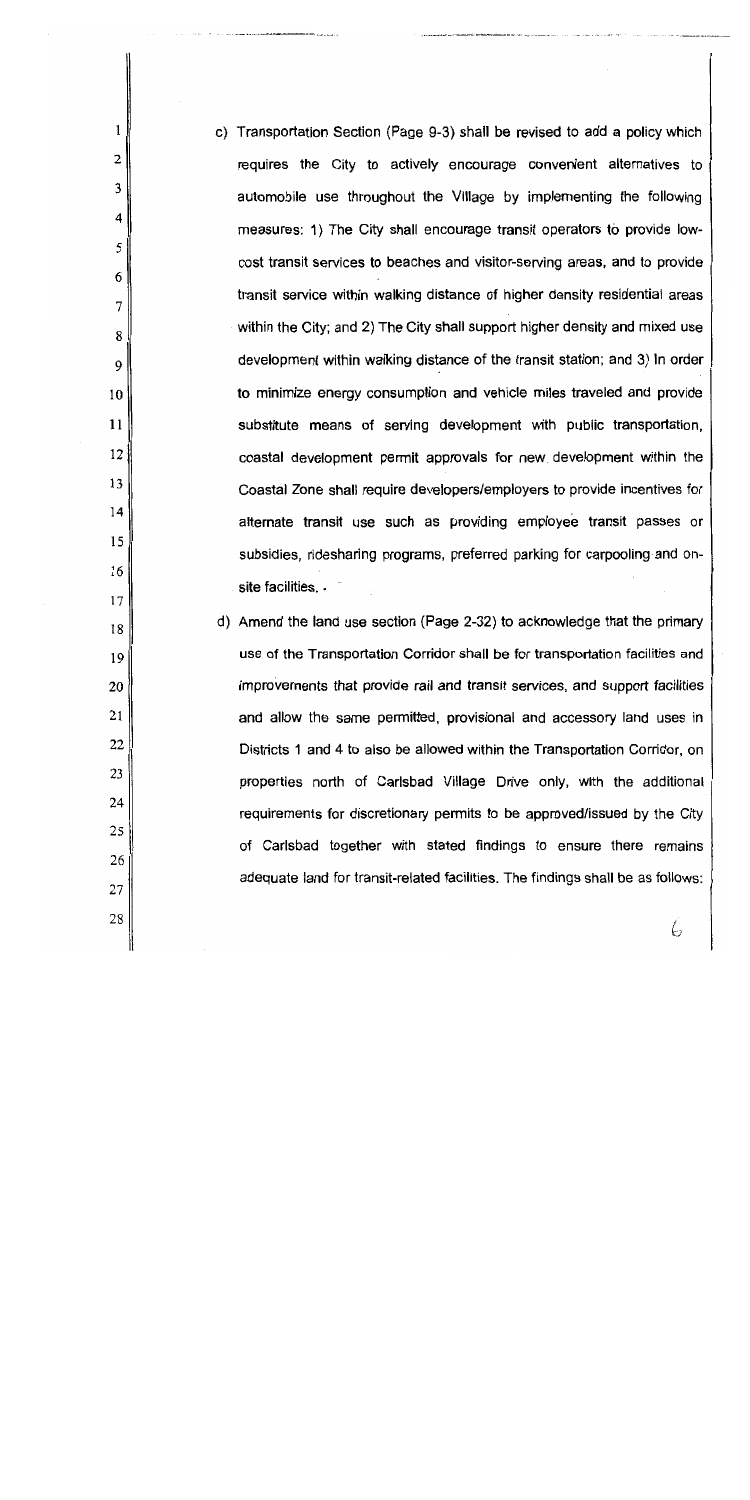c) Transportation Section (Page 9-3) shall be revised to add a policy which requires the City to actively encourage convenient alternatives to automobile use throughout the Village by implementing the following measures: 1) The City shall encourage transit operators to provide low-cost transit services to beaches and visitor-serving areas, and to provide transit service within walking distance of higher density residential areas within the City; and 2) The City shall support higher density and mixed use development within walking distance of the transit station; and 3) In order to minimize energy consumption and vehicle miles traveled and provide substitute means of serving development with public transportation, coastal development permit approvals for new development within the Coastal Zone shall require developers/employers to provide incentives for alternate transit use such as providing employee transit passes or subsidies, ridesharing programs, preferred parking for carpooling and on-site facilities.

d) Amend the land use section (Page 2-32) to acknowledge that the primary use of the Transportation Corridor shall be for transportation facilities and improvements that provide rail and transit services, and support facilities and allow the same permitted, provisional and accessory land uses in Districts 1 and 4 to also be allowed within the Transportation Corridor, on properties north of Carlsbad Village Drive only, with the additional requirements for discretionary permits to be approved/issued by the City of Carlsbad together with stated findings to ensure there remains adequate land for transit-related facilities. The findings shall be as follows: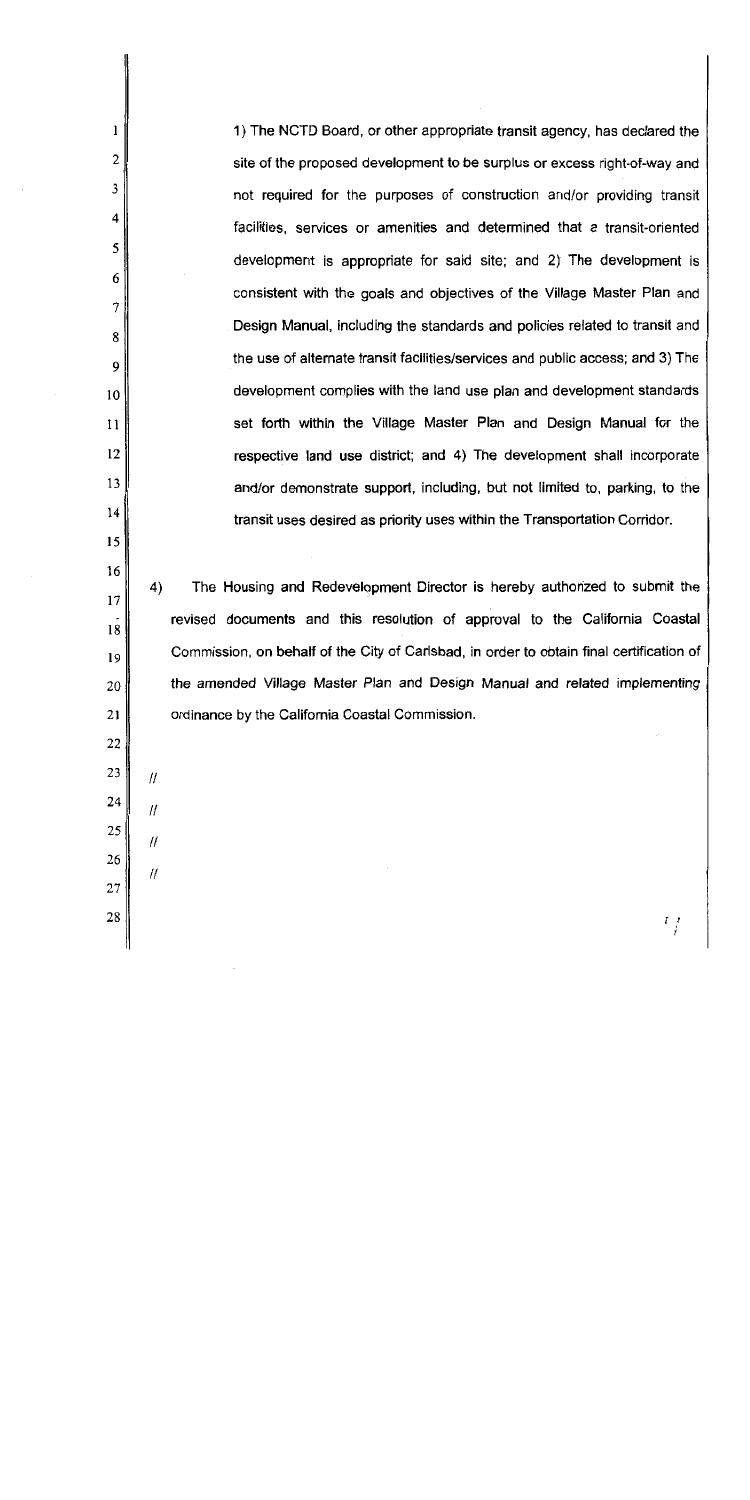1) The NCTD Board, or other appropriate transit agency, has declared the site of the proposed development to be surplus or excess right-of-way and not required for the purposes of construction and/or providing transit facilities, services or amenities and determined that a transit-oriented development is appropriate for said site; and 2) The development is consistent with the goals and objectives of the Village Master Plan and Design Manual, including the standards and policies related to transit and the use of alternate transit facilities/services and public access; and 3) The development complies with the land use plan and development standards set forth within the Village Master Plan and Design Manual for the respective land use district; and 4) The development shall incorporate and/or demonstrate support, including, but not limited to, parking, to the transit uses desired as priority uses within the Transportation Corridor.

4) The Housing and Redevelopment Director is hereby authorized to submit the revised documents and this resolution of approval to the California Coastal Commission, on behalf of the City of Carlsbad, in order to obtain final certification of the amended Village Master Plan and Design Manual and related implementing ordinance by the California Coastal Commission.

//

//

//

//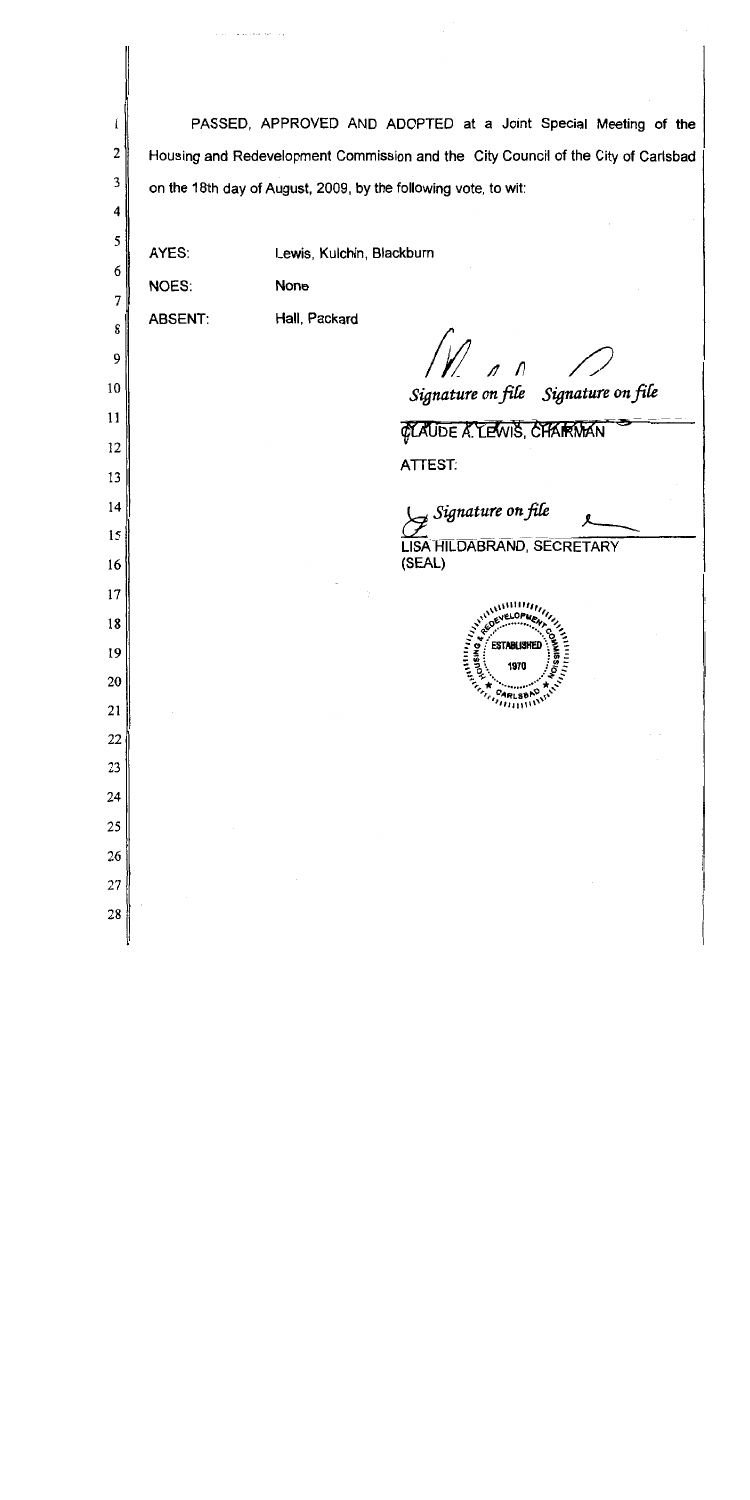PASSED, APPROVED AND ADOPTED at a Joint Special Meeting of the Housing and Redevelopment Commission and the City Council of the City of Carlsbad on the 18th day of August, 2009, by the following vote, to wit:

AYES: Lewis, Kulchin, Blackburn

NOES: None

ABSENT: Hall, Packard

*Signature on file* *Signature on file*

CLAUDE A. LEWIS, CHAIRMAN

ATTEST:

*Signature on file*

LISA HILDABRAND, SECRETARY

(SEAL)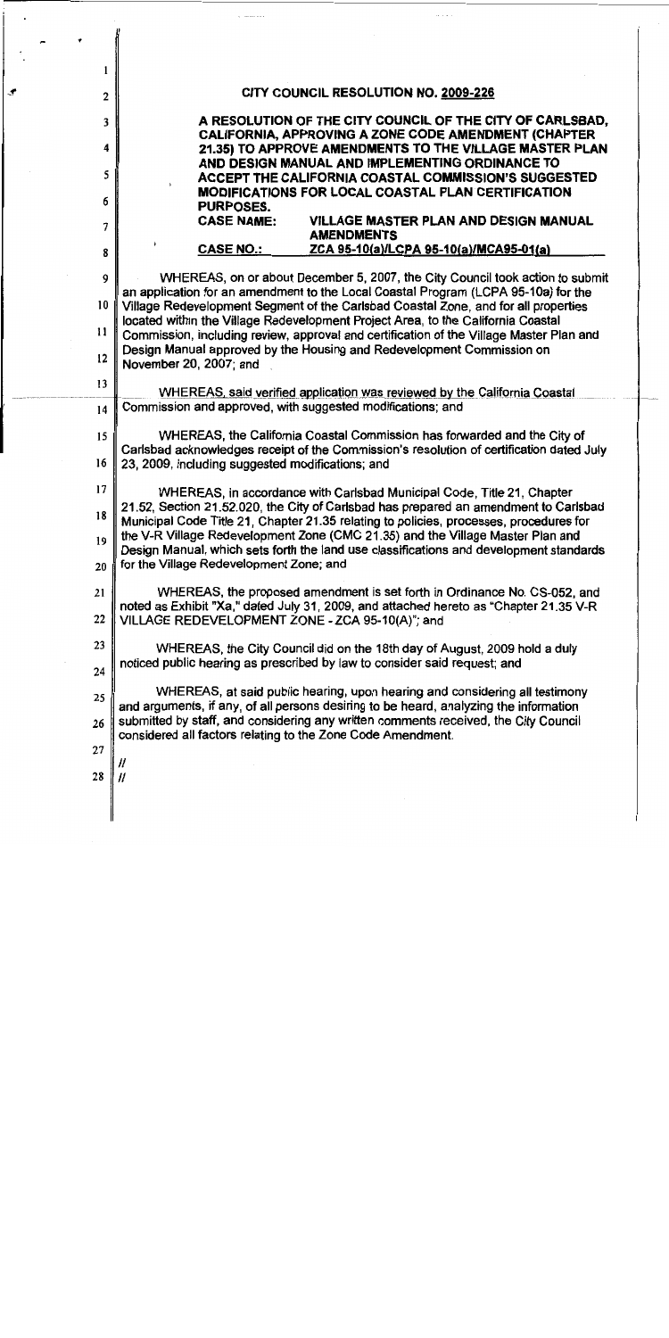## CITY COUNCIL RESOLUTION NO. 2009-226

**A RESOLUTION OF THE CITY COUNCIL OF THE CITY OF CARLSBAD, CALIFORNIA, APPROVING A ZONE CODE AMENDMENT (CHAPTER 21.35) TO APPROVE AMENDMENTS TO THE VILLAGE MASTER PLAN AND DESIGN MANUAL AND IMPLEMENTING ORDINANCE TO ACCEPT THE CALIFORNIA COASTAL COMMISSION'S SUGGESTED MODIFICATIONS FOR LOCAL COASTAL PLAN CERTIFICATION PURPOSES.**

**CASE NAME: VILLAGE MASTER PLAN AND DESIGN MANUAL AMENDMENTS**

**CASE NO.: ZCA 95-10(a)/LCPA 95-10(a)/MCA95-01(a)**

WHEREAS, on or about December 5, 2007, the City Council took action to submit an application for an amendment to the Local Coastal Program (LCPA 95-10a) for the Village Redevelopment Segment of the Carlsbad Coastal Zone, and for all properties located within the Village Redevelopment Project Area, to the California Coastal Commission, including review, approval and certification of the Village Master Plan and Design Manual approved by the Housing and Redevelopment Commission on November 20, 2007; and

WHEREAS, said verified application was reviewed by the California Coastal Commission and approved, with suggested modifications; and

WHEREAS, the California Coastal Commission has forwarded and the City of Carlsbad acknowledges receipt of the Commission's resolution of certification dated July 23, 2009, including suggested modifications; and

WHEREAS, in accordance with Carlsbad Municipal Code, Title 21, Chapter 21.52, Section 21.52.020, the City of Carlsbad has prepared an amendment to Carlsbad Municipal Code Title 21, Chapter 21.35 relating to policies, processes, procedures for the V-R Village Redevelopment Zone (CMC 21.35) and the Village Master Plan and Design Manual, which sets forth the land use classifications and development standards for the Village Redevelopment Zone; and

WHEREAS, the proposed amendment is set forth in Ordinance No. CS-052, and noted as Exhibit "Xa," dated July 31, 2009, and attached hereto as "Chapter 21.35 V-R VILLAGE REDEVELOPMENT ZONE - ZCA 95-10(A)"; and

WHEREAS, the City Council did on the 18th day of August, 2009 hold a duly noticed public hearing as prescribed by law to consider said request; and

WHEREAS, at said public hearing, upon hearing and considering all testimony and arguments, if any, of all persons desiring to be heard, analyzing the information submitted by staff, and considering any written comments received, the City Council considered all factors relating to the Zone Code Amendment.

//

//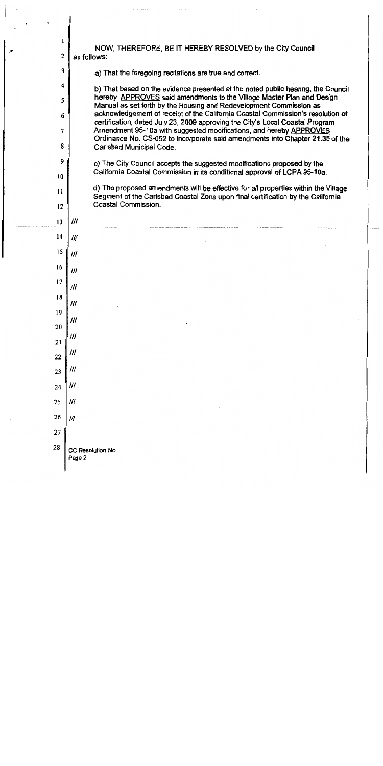NOW, THEREFORE, BE IT HEREBY RESOLVED by the City Council as follows:

a) That the foregoing recitations are true and correct.

b) That based on the evidence presented at the noted public hearing, the Council hereby APPROVES said amendments to the Village Master Plan and Design Manual as set forth by the Housing and Redevelopment Commission as acknowledgement of receipt of the California Coastal Commission's resolution of certification, dated July 23, 2009 approving the City's Local Coastal Program Amendment 95-10a with suggested modifications, and hereby APPROVES Ordinance No. CS-052 to incorporate said amendments into Chapter 21.35 of the Carlsbad Municipal Code.

c) The City Council accepts the suggested modifications proposed by the California Coastal Commission in its conditional approval of LCPA 95-10a.

d) The proposed amendments will be effective for all properties within the Village Segment of the Carlsbad Coastal Zone upon final certification by the California Coastal Commission.

///

///

///

///

///

///

///

///

///

///

///

///

///

///

CC Resolution No.
Page 2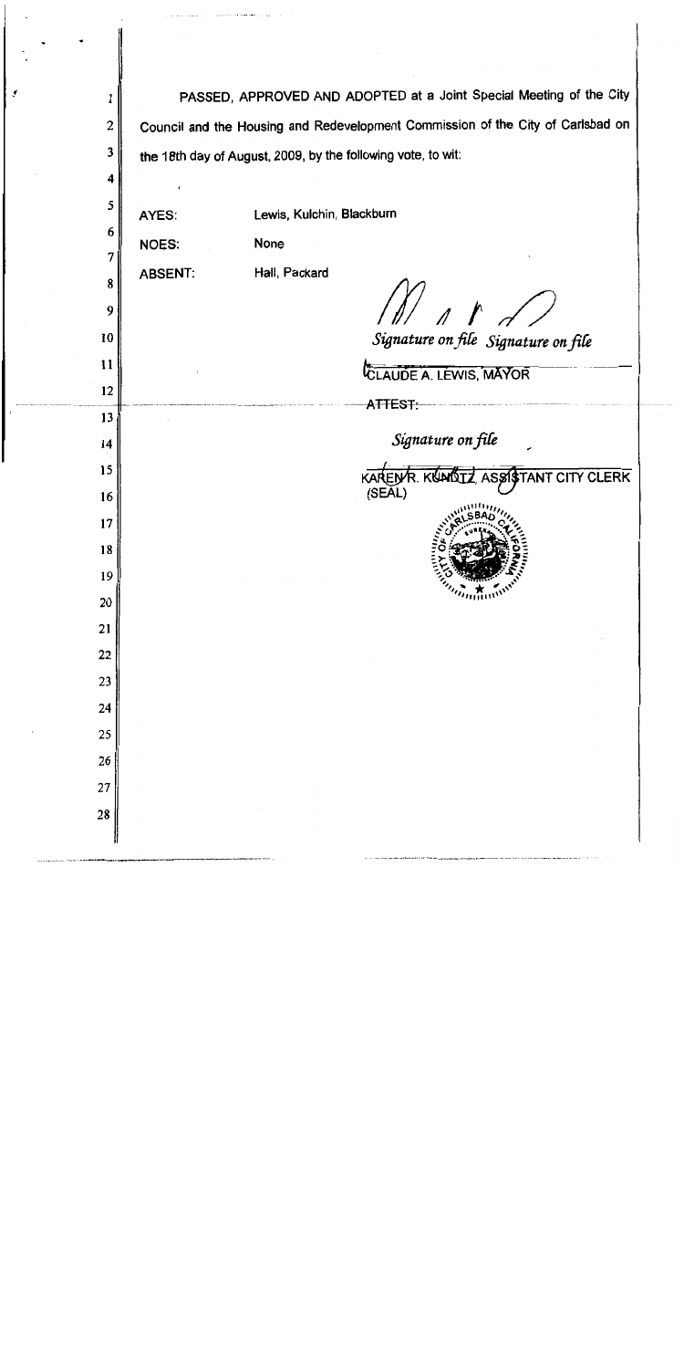PASSED, APPROVED AND ADOPTED at a Joint Special Meeting of the City Council and the Housing and Redevelopment Commission of the City of Carlsbad on the 18th day of August, 2009, by the following vote, to wit:

AYES: Lewis, Kulchin, Blackburn

NOES: None

ABSENT: Hall, Packard

*Signature on file* *Signature on file*

CLAUDE A. LEWIS, MAYOR

ATTEST:

*Signature on file*

KAREN R. KUNDTZ, ASSISTANT CITY CLERK

(SEAL)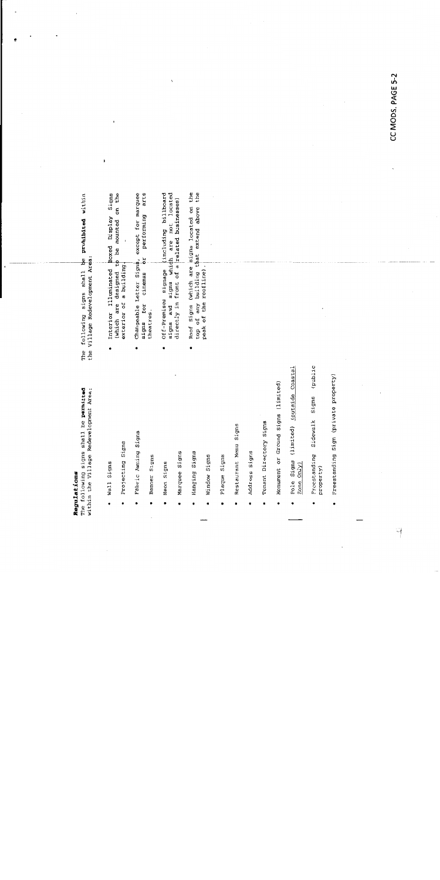**Regulations**

The following signs shall be **permitted** within the Village Redevelopment Area:

- Wall Signs
- Projecting Signs
- Fabric Awning Signs
- Banner Signs
- Neon Signs
- Marquee Signs
- Hanging Signs
- Window Signs
- Plaque Signs
- Restaurant Menu Signs
- Address Signs
- Tenant Directory Signs
- Monument or Ground Signs (limited)
- Pole Signs (limited) (outside Coastal Zone Only)
- Freestanding Sidewalk Signs (public property)
- Freestanding Sign (private property)

The following signs shall be **prohibited** within the Village Redevelopment Area:

- Interior Illuminated Boxed Display Signs (which are designed to be mounted on the exterior of a building).
- Changeable Letter Signs, except for marquee signs for cinemas or performing arts theatres.
- Off-Premises signage (including billboard signs and signs which are not located directly in front of a related businesses)
- Roof Signs (which are signs located on the top of any building that extend above the peak of the roofline).

CC MODS. PAGE 5-2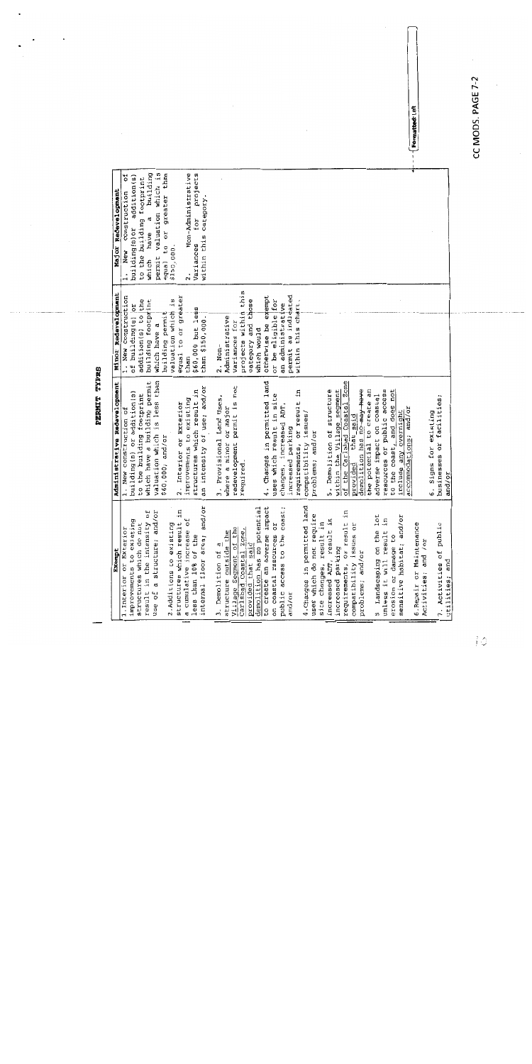# PERMIT TYPES

| Exempt | Administrative Redevelopment | Minor Redevelopment | Major Redevelopment |
|---|---|---|---|
| 1. Interior or Exterior improvements to existing structures which do not result in the intensity of use of a structure; and/or<br><br>2. Additions to existing structures which result in a cumulative increase of less than 10% of the internal floor area; and/or<br><br>3. Demolition of a structure outside the Village Segment of the Carlsbad Coastal Zone, provided that said demolition has no potential to create an adverse impact on coastal resources or public access to the coast; and/or<br><br>4. Changes in permitted land uses which do not require site changes, result in increased ADT, result in increased parking requirements, or result in compatibility issues or problems; and/or<br><br>5. Landscaping on the lot unless it will result in erosion or damage to sensitive habitat; and/or<br><br>6. Repair or Maintenance Activities; and /or<br><br>7. Activities of public utilities; and | 1. New construction of building(s) or addition(s) to the building footprint which have a building permit valuation which is less than $60,000; and/or<br><br>2. Interior or Exterior improvements to existing structures which result in an intensity of use; and/or<br><br>3. Provisional Land Uses, where a minor or major redevelopment permit is not required.<br><br>4. Changes in permitted land uses which result in site changes, increased ADT, increased parking requirements or result in compatibility issues/ problems; and/or<br><br>5. Demolition of structure within the Village segment of the Carlsbad Coastal Zone provided that said demolition has no ~~may have~~ the potential to create an adverse impact on coastal resources or public access to the coast, and does not include any overnight accommodations; and/or<br><br>6. Signs for existing businesses or facilities; and/or | 1. New Construction of building(s) or addition(s) to the building footprint which have a building permit valuation which is equal to or greater than $60,000 but less than $150,000.<br><br>2. Non-Administrative Variances for projects within this category and those which would otherwise be exempt or be eligible for an administrative permit as indicated within this chart. | 1. New Construction of building(s) or addition(s) to the building footprint which have a building permit valuation which is equal to or greater than $150,000.<br><br>2. Non-Administrative Variances for projects within this category. |

CC MODS. PAGE 7-2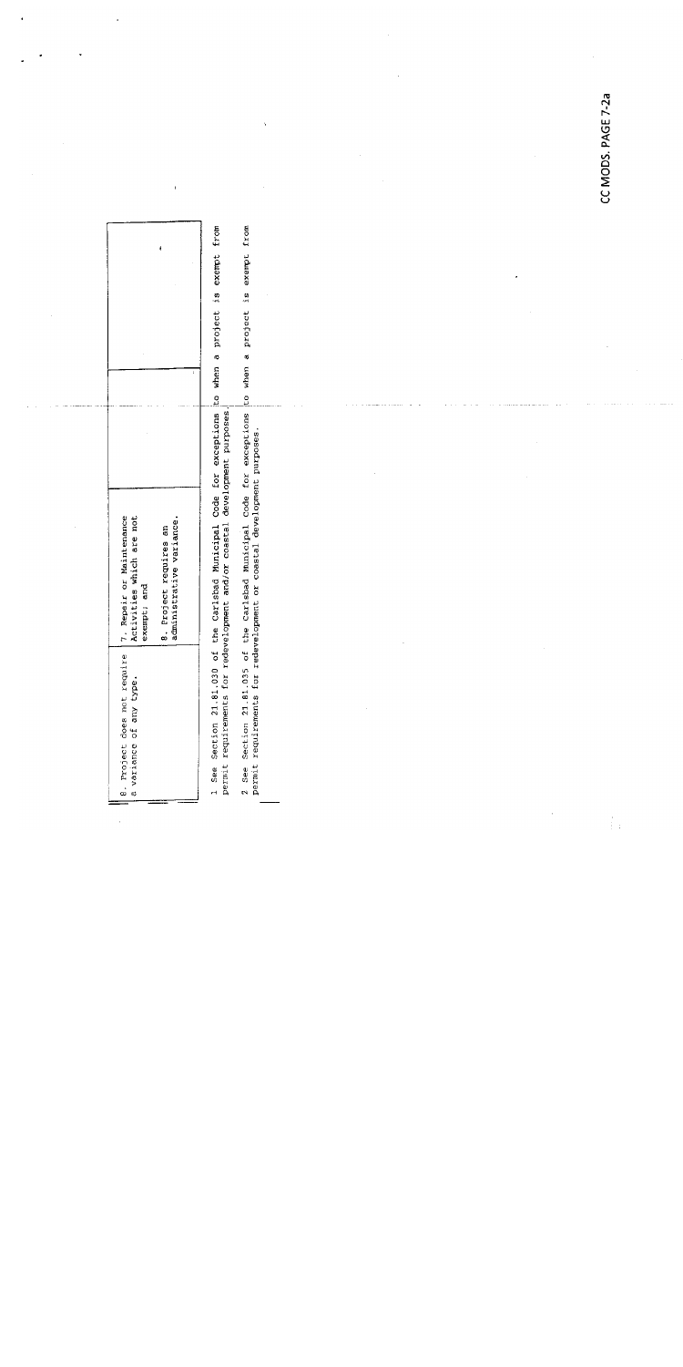| | | | |
|---|---|---|---|
| 8. Project does not require a variance of any type. | 7. Repair or Maintenance Activities which are not exempt; and<br><br>8. Project requires an administrative variance. | | |

1 See Section 21.81.030 of the Carlsbad Municipal Code for exceptions to when a project is exempt from permit requirements for redevelopment and/or coastal development purposes.

2 See Section 21.81.035 of the Carlsbad Municipal Code for exceptions to when a project is exempt from permit requirements for redevelopment or coastal development purposes.

CC MODS. PAGE 7-2a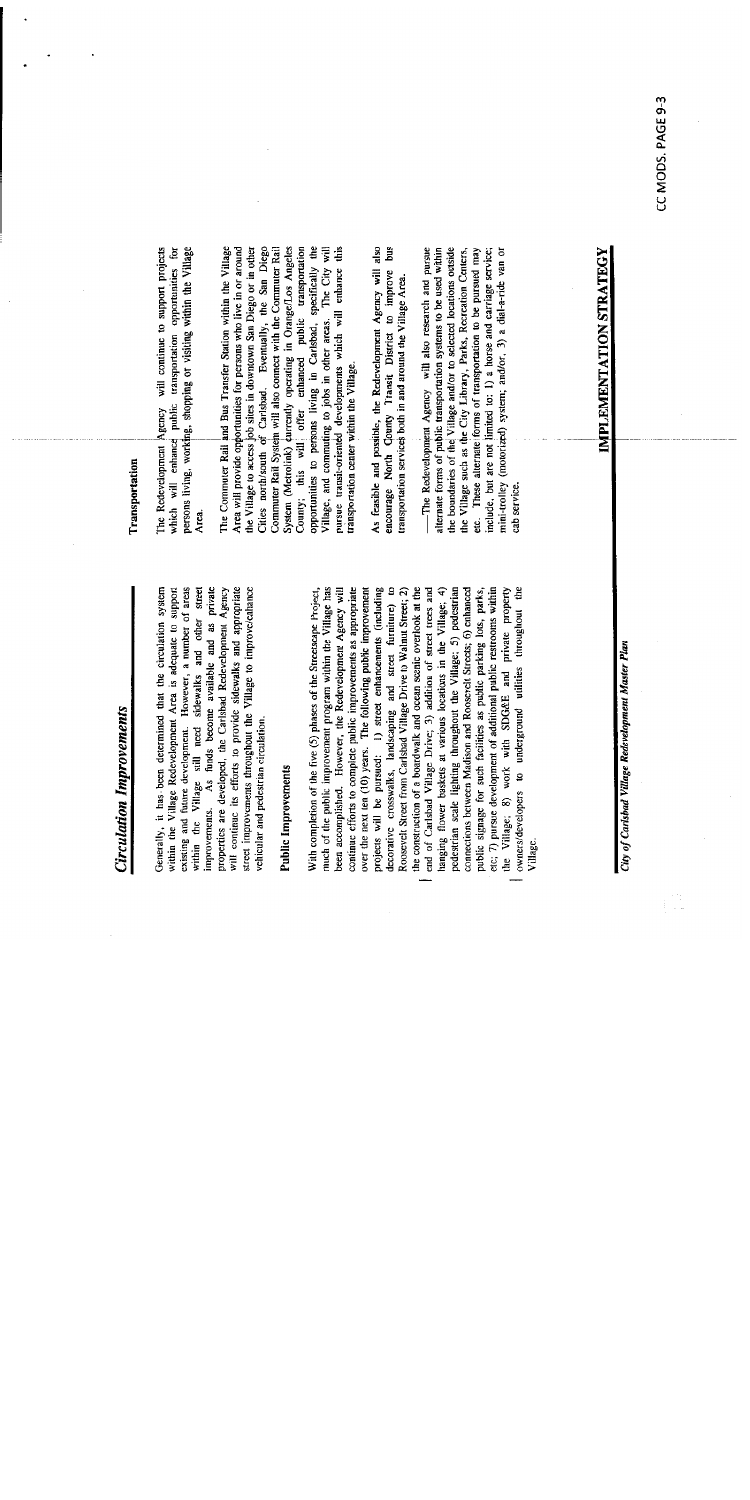## Circulation Improvements

Generally, it has been determined that the circulation system within the Village Redevelopment Area is adequate to support existing and future development. However, a number of areas within the Village still need sidewalks and other street improvements. As funds become available and as private properties are developed, the Carlsbad Redevelopment Agency will continue its efforts to provide sidewalks and appropriate street improvements throughout the Village to improve/enhance vehicular and pedestrian circulation.

### Public Improvements

With completion of the five (5) phases of the Streetscape Project, much of the public improvement program within the Village has been accomplished. However, the Redevelopment Agency will continue efforts to complete public improvements as appropriate over the next ten (10) years. The following public improvement projects will be pursued: 1) street enhancements (including decorative crosswalks, landscaping and street furniture) to Roosevelt Street from Carlsbad Village Drive to Walnut Street; 2) the construction of a boardwalk and ocean scenic overlook at the end of Carlsbad Village Drive; 3) addition of street trees and hanging flower baskets at various locations in the Village; 4) pedestrian scale lighting throughout the Village; 5) pedestrian connections between Madison and Roosevelt Streets; 6) enhanced public signage for such facilities as public parking lots, parks, etc; 7) pursue development of additional public restrooms within the Village; 8) work with SDG&E and private property owners/developers to underground utilities throughout the Village.

### Transportation

The Redevelopment Agency will continue to support projects which will enhance public transportation opportunities for persons living, working, shopping or visiting within the Village Area.

The Commuter Rail and Bus Transfer Station within the Village Area will provide opportunities for persons who live in or around the Village to access job sites in downtown San Diego or in other Cities north/south of Carlsbad. Eventually, the San Diego Commuter Rail System will also connect with the Commuter Rail System (Metrolink) currently operating in Orange/Los Angeles County; this will offer enhanced public transportation opportunities to persons living in Carlsbad, specifically the Village, and commuting to jobs in other areas. The City will pursue transit-oriented developments which will enhance this transportation center within the Village.

As feasible and possible, the Redevelopment Agency will also encourage North County Transit District to improve bus transportation services both in and around the Village Area.

The Redevelopment Agency will also research and pursue alternate forms of public transportation systems to be used within the boundaries of the Village and/or to selected locations outside the Village such as the City Library, Parks, Recreation Centers, etc. These alternate forms of transportation to be pursued may include, but are not limited to: 1) a horse and carriage service; mini-trolley (motorized) system; and/or, 3) a dial-a-ride van or cab service.

*City of Carlsbad Village Redevelopment Master Plan*

**IMPLEMENTATION STRATEGY**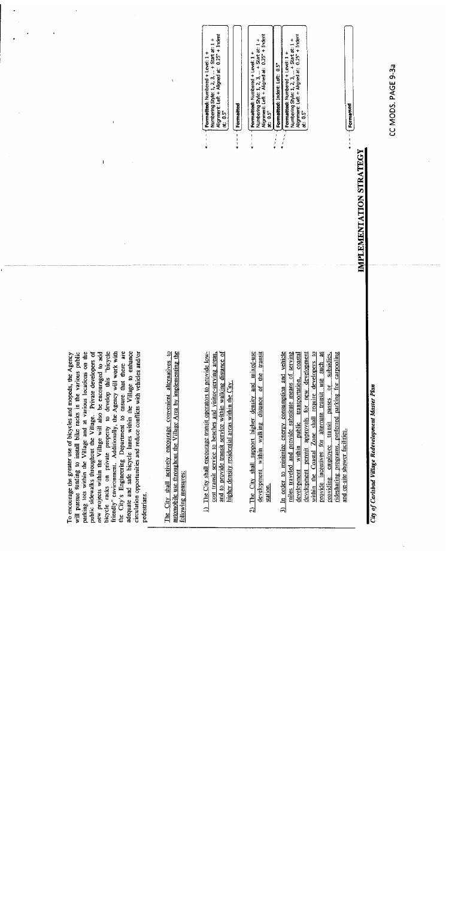To encourage the greater use of bicycles and mopeds, the Agency will pursue funding to install bike racks in the various public parking lots within the Village and at various locations on the public sidewalks throughout the Village. Private developers of new projects within the Village will also be encouraged to add bicycle racks on private property to develop this "bicycle friendly" environment. Additionally, the Agency will work with the City's Engineering Department to ensure that there are adequate and safe bicycle lanes within the Village to enhance circulation opportunities and reduce conflicts with vehicles and/or pedestrians.

The City shall actively encourage convenient alternatives to automobile use throughout the Village Area by implementing the following measures:

1) The City shall encourage transit operators to provide low-cost transit service to beaches and visitor-serving areas, and to provide transit service within walking distance of higher density residential areas within the City.

2) The City shall support higher density and mixed-use development within walking distance of the transit station.

3) In order to minimize energy consumption and vehicle miles traveled and provide substitute means of serving development within public transportation, coastal development permit approvals for new development within the Coastal Zone shall require developers to provide incentives for alternate transit use such as providing employee transit passes or subsidies, ridesharing programs, preferred parking for carpooling and on-site shower facilities.

**IMPLEMENTATION STRATEGY**

*City of Carlsbad Village Redevelopment Master Plan*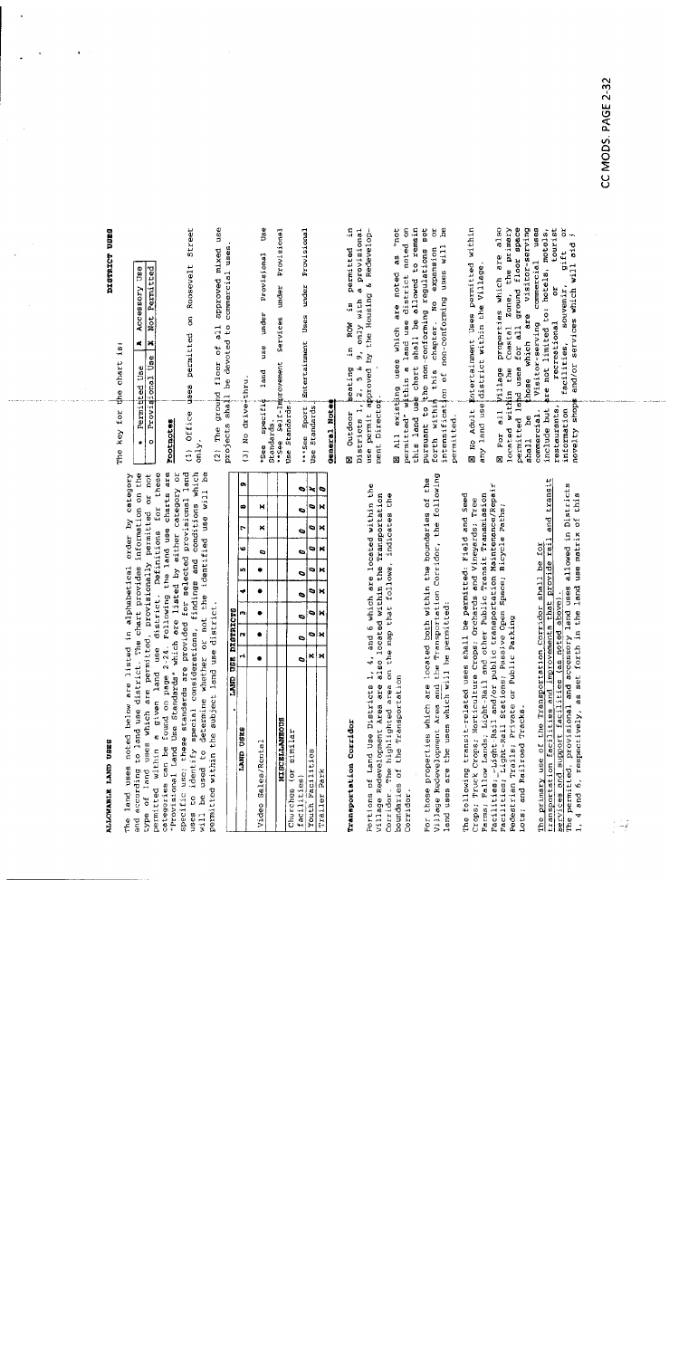## ALLOWABLE LAND USES

The land uses noted below are listed in alphabetical order by category and according to land use district. The chart provides information on the type of land uses which are permitted, provisionally permitted or not permitted within a given land use district. Definitions for these categories can be found on page 2-24. Following the land use charts are "Provisional Land Use Standards" which are listed by either category or specific use; these standards are provided for selected provisional land uses to identify special considerations, findings and conditions which will be used to determine whether or not the identified use will be permitted within the subject land use district.

| LAND USES | LAND USE DISTRICTS | | | | | | | | |
|---|---|---|---|---|---|---|---|---|---|
| | 1 | 2 | 3 | 4 | 5 | 6 | 7 | 8 | 9 |
| Video Sales/Rental | • | • | • | • | • | o | x | | x |
| **MISCELLANEOUS** | | | | | | | | | |
| Churches (or similar facilities) | o | o | o | o | o | o | o | o | o |
| Youth Facilities | x | o | o | o | o | o | o | o | x |
| Trailer Park | x | x | x | x | x | x | x | x | o |

### Transportation Corridor

Portions of Land Use Districts 1, 4, and 6 which are located within the Village Redevelopment Area are also located within the Transportation Corridor. The highlighted area on the map that follows, indicates the boundaries of the Transportation Corridor.

For those properties which are located both within the boundaries of the Village Redevelopment Area and the Transportation Corridor, the following land uses are the uses which will be permitted:

The following transit-related uses shall be permitted: Field and Seed Crops; Truck Crops; Horticulture Crops; Orchards and Vineyards; Tree Farms; Fallow Lands; Light-Rail and other Public Transit Transmission Facilities; Light-Rail and/or public transportation Maintenance/Repair Facilities; Light-Rail Stations; Passive Open Space; Bicycle Paths; Pedestrian Trails; Private or Public Parking Lots; and Railroad Tracks.

The primary use of the Transportation Corridor shall be for transportation facilities and improvements that provide rail and transit services and support facilities (as noted above).

The permitted, provisional and accessory land uses allowed in Districts 1, 4 and 6, respectively, as set forth in the land use matrix of this

## DISTRICT USES

The key for the chart is:

| | | | |
|---|---|---|---|
| • | Permitted Use | A | Accessory Use |
| o | Provisional Use | X | Not Permitted |

**Footnotes**

(1) Office uses permitted on Roosevelt Street only.

(2) The ground floor of all approved mixed use projects shall be devoted to commercial uses.

(3) No drive-thru.

*See specific land use under Provisional Use Standards.

**See Self-Improvement Services under Provisional Use Standards.

***See Sport Entertainment Uses under Provisional Use Standards.

**General Notes**

☒ Outdoor seating in ROW is permitted in Districts 1, 2, 5 & 9, only with a provisional use permit approved by the Housing & Redevelopment Director.

☒ All existing uses which are noted as "not permitted" within a land use district noted on this land use chart shall be allowed to remain pursuant to the non-conforming regulations set forth within this chapter. No expansion or intensification of non-conforming uses will be permitted.

☒ No Adult Entertainment Uses permitted within any land use district within the Village.

☒ For all Village properties which are also located within the Coastal Zone, the primary permitted land uses for all ground floor space shall be those which are visitor-serving commercial. Visitor-serving commercial uses include but are not limited to: hotels, motels, restaurants, recreational or tourist information facilities, souvenir, gift or novelty shops and/or services which will aid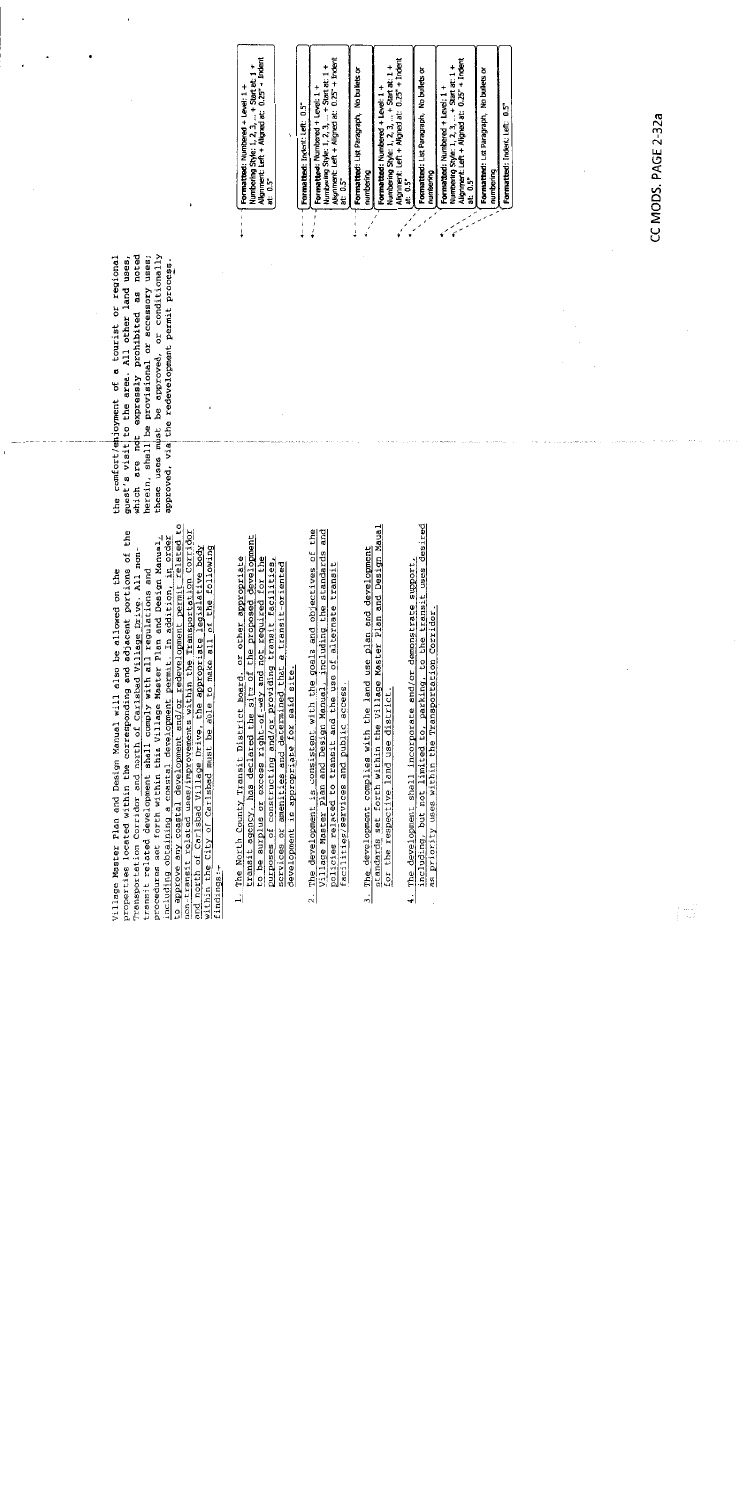Village Master Plan and Design Manual will also be allowed on the properties located within the corresponding and adjacent portions of the Transportation Corridor and north of Carlsbad Village Drive. All non-transit related development shall comply with all regulations and procedures set forth within this Village Master Plan and Design Manual, including obtaining a coastal development permit. In addition, in order to approve any coastal development and/or redevelopment permit related to non-transit related uses/improvements within the Transportation Corridor and north of Carlsbad Village Drive, the appropriate legislative body within the City of Carlsbad must be able to make all of the following findings:

1. The North County Transit District board, or other appropriate transit agency, has declared the site of the proposed development to be surplus or excess right-of-way and not required for the purposes of constructing and/or providing transit facilities, services or amenities and determined that a transit-oriented development is appropriate for said site.

2. The development is consistent with the goals and objectives of the Village Master Plan and Design Manual including the standards and policies related to transit and the use of alternate transit facilities/services and public access.

3. The development complies with the land use plan and development standards set forth within the Village Master Plan and Design Manual for the respective land use district.

4. The development shall incorporate and/or demonstrate support, including, but not limited to, parking, to the transit uses desired as priority uses within the Transportation Corridor.

the comfort/enjoyment of a tourist or regional guest's visit to the area. All other land uses, which are not expressly prohibited as noted herein, shall be provisional or accessory uses; these uses must be approved, or conditionally approved, via the redevelopment permit process.

CC MODS. PAGE 2-32a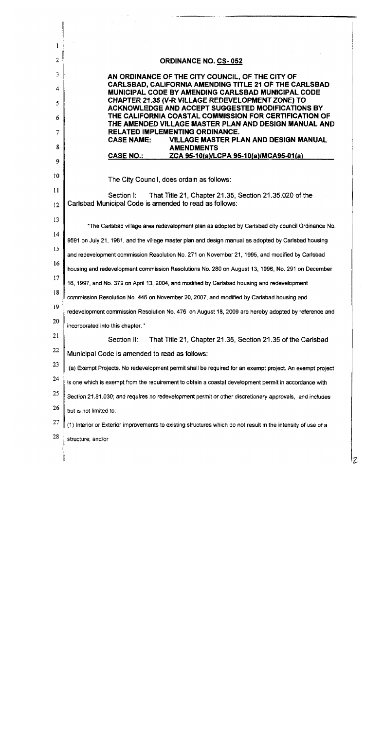## ORDINANCE NO. CS- 052

**AN ORDINANCE OF THE CITY COUNCIL, OF THE CITY OF CARLSBAD, CALIFORNIA AMENDING TITLE 21 OF THE CARLSBAD MUNICIPAL CODE BY AMENDING CARLSBAD MUNICIPAL CODE CHAPTER 21.35 (V-R VILLAGE REDEVELOPMENT ZONE) TO ACKNOWLEDGE AND ACCEPT SUGGESTED MODIFICATIONS BY THE CALIFORNIA COASTAL COMMISSION FOR CERTIFICATION OF THE AMENDED VILLAGE MASTER PLAN AND DESIGN MANUAL AND RELATED IMPLEMENTING ORDINANCE.**

**CASE NAME: VILLAGE MASTER PLAN AND DESIGN MANUAL AMENDMENTS**

**CASE NO.: ZCA 95-10(a)/LCPA 95-10(a)/MCA95-01(a)**

The City Council, does ordain as follows:

Section I: That Title 21, Chapter 21.35, Section 21.35.020 of the Carlsbad Municipal Code is amended to read as follows:

"The Carlsbad village area redevelopment plan as adopted by Carlsbad city council Ordinance No. 9591 on July 21, 1981, and the village master plan and design manual as adopted by Carlsbad housing and redevelopment commission Resolution No. 271 on November 21, 1995, and modified by Carlsbad housing and redevelopment commission Resolutions No. 280 on August 13, 1996, No. 291 on December 16, 1997, and No. 379 on April 13, 2004, and modified by Carlsbad housing and redevelopment commission Resolution No. 446 on November 20, 2007, and modified by Carlsbad housing and redevelopment commission Resolution No. 476 on August 18, 2009 are hereby adopted by reference and incorporated into this chapter."

Section II: That Title 21, Chapter 21.35, Section 21.35 of the Carlsbad Municipal Code is amended to read as follows:

(a) Exempt Projects. No redevelopment permit shall be required for an exempt project. An exempt project is one which is exempt from the requirement to obtain a coastal development permit in accordance with Section 21.81.030; and requires no redevelopment permit or other discretionary approvals, and includes but is not limited to:

(1) Interior or Exterior improvements to existing structures which do not result in the intensity of use of a structure; and/or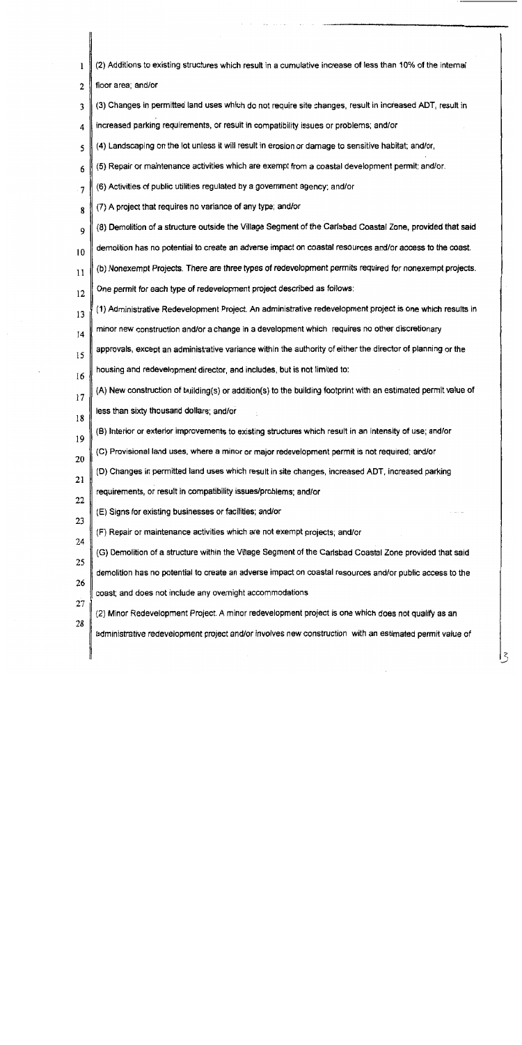(2) Additions to existing structures which result in a cumulative increase of less than 10% of the internal floor area; and/or

(3) Changes in permitted land uses which do not require site changes, result in increased ADT, result in increased parking requirements, or result in compatibility issues or problems; and/or

(4) Landscaping on the lot unless it will result in erosion or damage to sensitive habitat; and/or,

(5) Repair or maintenance activities which are exempt from a coastal development permit; and/or.

(6) Activities of public utilities regulated by a government agency; and/or

(7) A project that requires no variance of any type; and/or

(8) Demolition of a structure outside the Village Segment of the Carlsbad Coastal Zone, provided that said demolition has no potential to create an adverse impact on coastal resources and/or access to the coast.

(b) Nonexempt Projects. There are three types of redevelopment permits required for nonexempt projects. One permit for each type of redevelopment project described as follows:

(1) Administrative Redevelopment Project. An administrative redevelopment project is one which results in minor new construction and/or a change in a development which requires no other discretionary approvals, except an administrative variance within the authority of either the director of planning or the housing and redevelopment director, and includes, but is not limited to:

(A) New construction of building(s) or addition(s) to the building footprint with an estimated permit value of less than sixty thousand dollars; and/or

(B) Interior or exterior improvements to existing structures which result in an intensity of use; and/or

(C) Provisional land uses, where a minor or major redevelopment permit is not required; and/or

(D) Changes in permitted land uses which result in site changes, increased ADT, increased parking requirements, or result in compatibility issues/problems; and/or

(E) Signs for existing businesses or facilities; and/or

(F) Repair or maintenance activities which are not exempt projects; and/or

(G) Demolition of a structure within the Village Segment of the Carlsbad Coastal Zone provided that said demolition has no potential to create an adverse impact on coastal resources and/or public access to the coast; and does not include any overnight accommodations

(2) Minor Redevelopment Project. A minor redevelopment project is one which does not qualify as an administrative redevelopment project and/or involves new construction with an estimated permit value of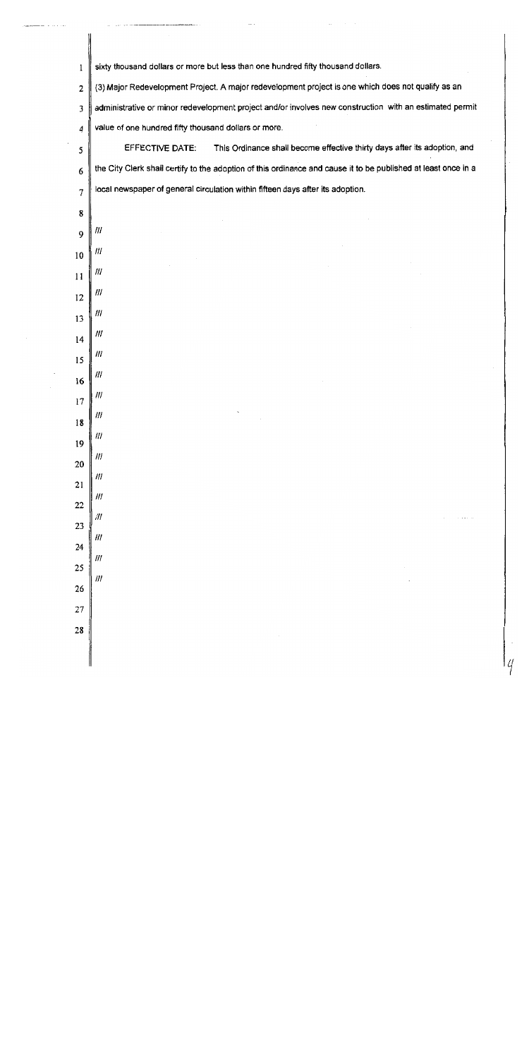sixty thousand dollars or more but less than one hundred fifty thousand dollars.

(3) Major Redevelopment Project. A major redevelopment project is one which does not qualify as an administrative or minor redevelopment project and/or involves new construction with an estimated permit value of one hundred fifty thousand dollars or more.

EFFECTIVE DATE: This Ordinance shall become effective thirty days after its adoption, and the City Clerk shall certify to the adoption of this ordinance and cause it to be published at least once in a local newspaper of general circulation within fifteen days after its adoption.

///

///

///

///

///

///

///

///

///

///

///

///

///

///

///

///

///

///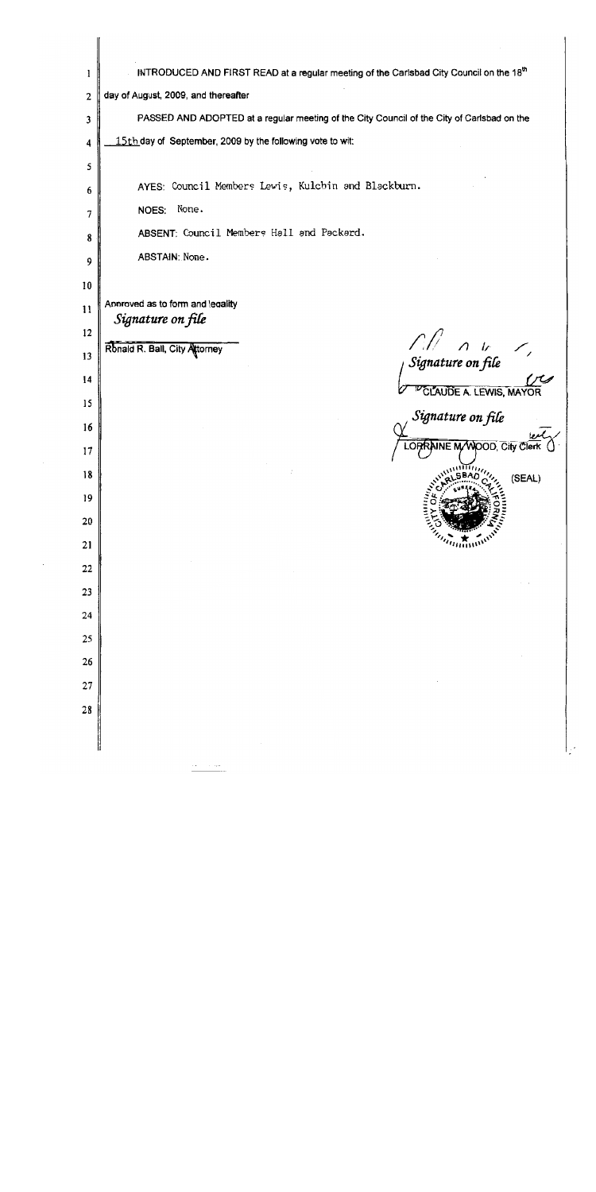INTRODUCED AND FIRST READ at a regular meeting of the Carlsbad City Council on the 18th day of August, 2009, and thereafter

PASSED AND ADOPTED at a regular meeting of the City Council of the City of Carlsbad on the 15th day of September, 2009 by the following vote to wit:

AYES: Council Members Lewis, Kulchin and Blackburn.

NOES: None.

ABSENT: Council Members Hall and Packard.

ABSTAIN: None.

Approved as to form and legality

*Signature on file*

Ronald R. Ball, City Attorney

*Signature on file*

CLAUDE A. LEWIS, MAYOR

*Signature on file*

LORRAINE M. WOOD, City Clerk

(SEAL)